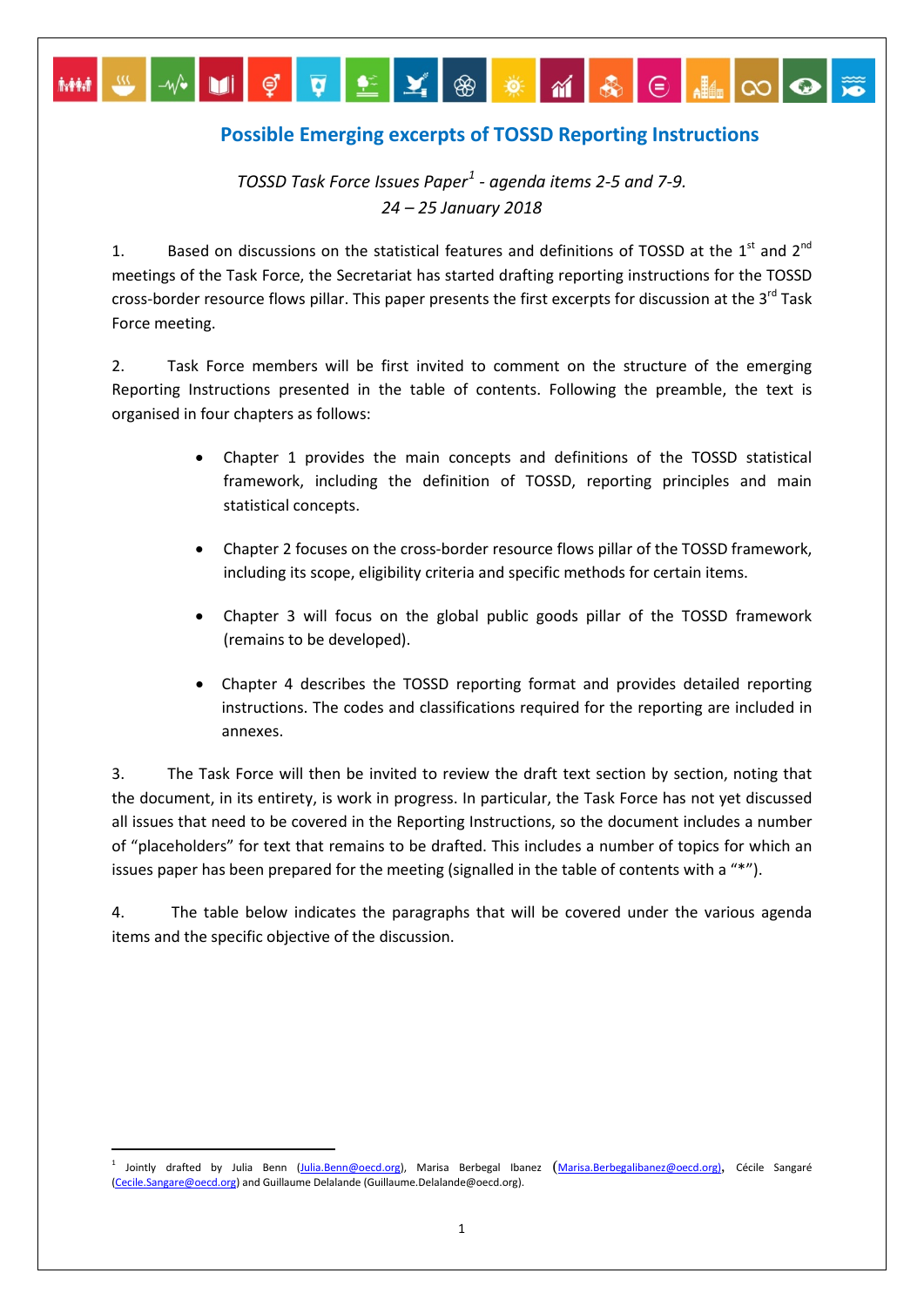# Possible Emerging excerpts of TOSSD Reporting Instructions

*TOSSD Task Force Issues Paper[1] - agenda items 2-5 and 7-9.*
*24 – 25 January 2018*

1. Based on discussions on the statistical features and definitions of TOSSD at the 1st and 2nd meetings of the Task Force, the Secretariat has started drafting reporting instructions for the TOSSD cross-border resource flows pillar. This paper presents the first excerpts for discussion at the 3rd Task Force meeting.

2. Task Force members will be first invited to comment on the structure of the emerging Reporting Instructions presented in the table of contents. Following the preamble, the text is organised in four chapters as follows:

- Chapter 1 provides the main concepts and definitions of the TOSSD statistical framework, including the definition of TOSSD, reporting principles and main statistical concepts.
- Chapter 2 focuses on the cross-border resource flows pillar of the TOSSD framework, including its scope, eligibility criteria and specific methods for certain items.
- Chapter 3 will focus on the global public goods pillar of the TOSSD framework (remains to be developed).
- Chapter 4 describes the TOSSD reporting format and provides detailed reporting instructions. The codes and classifications required for the reporting are included in annexes.

3. The Task Force will then be invited to review the draft text section by section, noting that the document, in its entirety, is work in progress. In particular, the Task Force has not yet discussed all issues that need to be covered in the Reporting Instructions, so the document includes a number of "placeholders" for text that remains to be drafted. This includes a number of topics for which an issues paper has been prepared for the meeting (signalled in the table of contents with a "*").

4. The table below indicates the paragraphs that will be covered under the various agenda items and the specific objective of the discussion.

---

[1] Jointly drafted by Julia Benn (Julia.Benn@oecd.org), Marisa Berbegal Ibanez (Marisa.Berbegalibanez@oecd.org), Cécile Sangaré (Cecile.Sangare@oecd.org) and Guillaume Delalande (Guillaume.Delalande@oecd.org).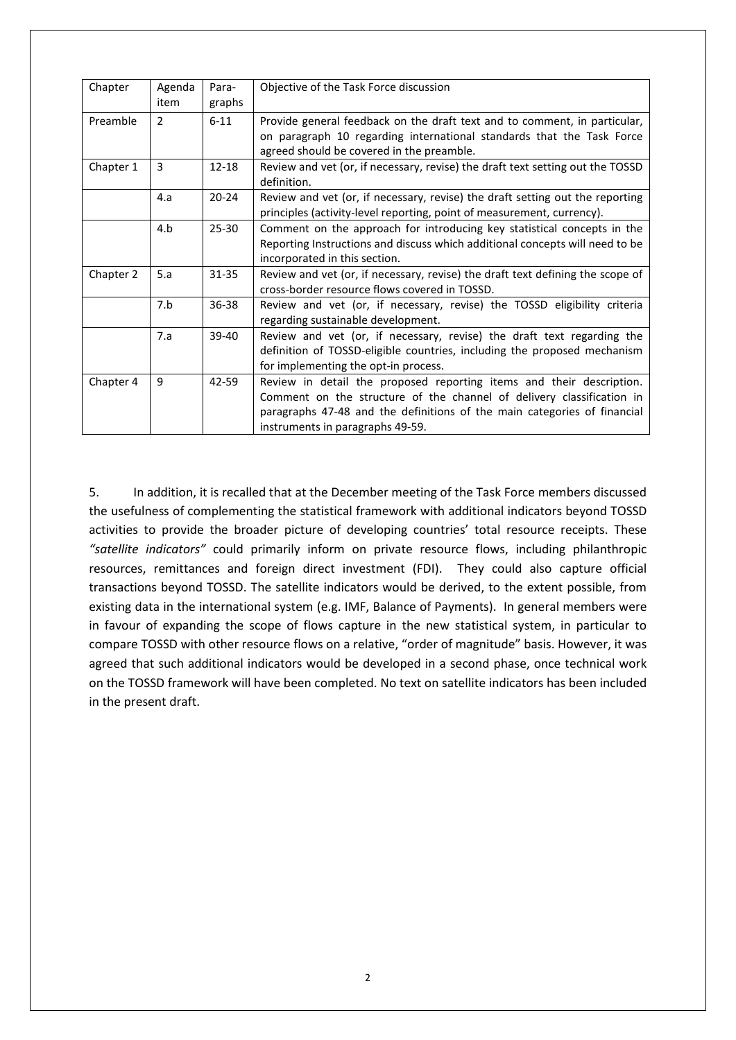| Chapter | Agenda item | Para-graphs | Objective of the Task Force discussion |
|---|---|---|---|
| Preamble | 2 | 6-11 | Provide general feedback on the draft text and to comment, in particular, on paragraph 10 regarding international standards that the Task Force agreed should be covered in the preamble. |
| Chapter 1 | 3 | 12-18 | Review and vet (or, if necessary, revise) the draft text setting out the TOSSD definition. |
| | 4.a | 20-24 | Review and vet (or, if necessary, revise) the draft setting out the reporting principles (activity-level reporting, point of measurement, currency). |
| | 4.b | 25-30 | Comment on the approach for introducing key statistical concepts in the Reporting Instructions and discuss which additional concepts will need to be incorporated in this section. |
| Chapter 2 | 5.a | 31-35 | Review and vet (or, if necessary, revise) the draft text defining the scope of cross-border resource flows covered in TOSSD. |
| | 7.b | 36-38 | Review and vet (or, if necessary, revise) the TOSSD eligibility criteria regarding sustainable development. |
| | 7.a | 39-40 | Review and vet (or, if necessary, revise) the draft text regarding the definition of TOSSD-eligible countries, including the proposed mechanism for implementing the opt-in process. |
| Chapter 4 | 9 | 42-59 | Review in detail the proposed reporting items and their description. Comment on the structure of the channel of delivery classification in paragraphs 47-48 and the definitions of the main categories of financial instruments in paragraphs 49-59. |

5. In addition, it is recalled that at the December meeting of the Task Force members discussed the usefulness of complementing the statistical framework with additional indicators beyond TOSSD activities to provide the broader picture of developing countries' total resource receipts. These *"satellite indicators"* could primarily inform on private resource flows, including philanthropic resources, remittances and foreign direct investment (FDI). They could also capture official transactions beyond TOSSD. The satellite indicators would be derived, to the extent possible, from existing data in the international system (e.g. IMF, Balance of Payments). In general members were in favour of expanding the scope of flows capture in the new statistical system, in particular to compare TOSSD with other resource flows on a relative, "order of magnitude" basis. However, it was agreed that such additional indicators would be developed in a second phase, once technical work on the TOSSD framework will have been completed. No text on satellite indicators has been included in the present draft.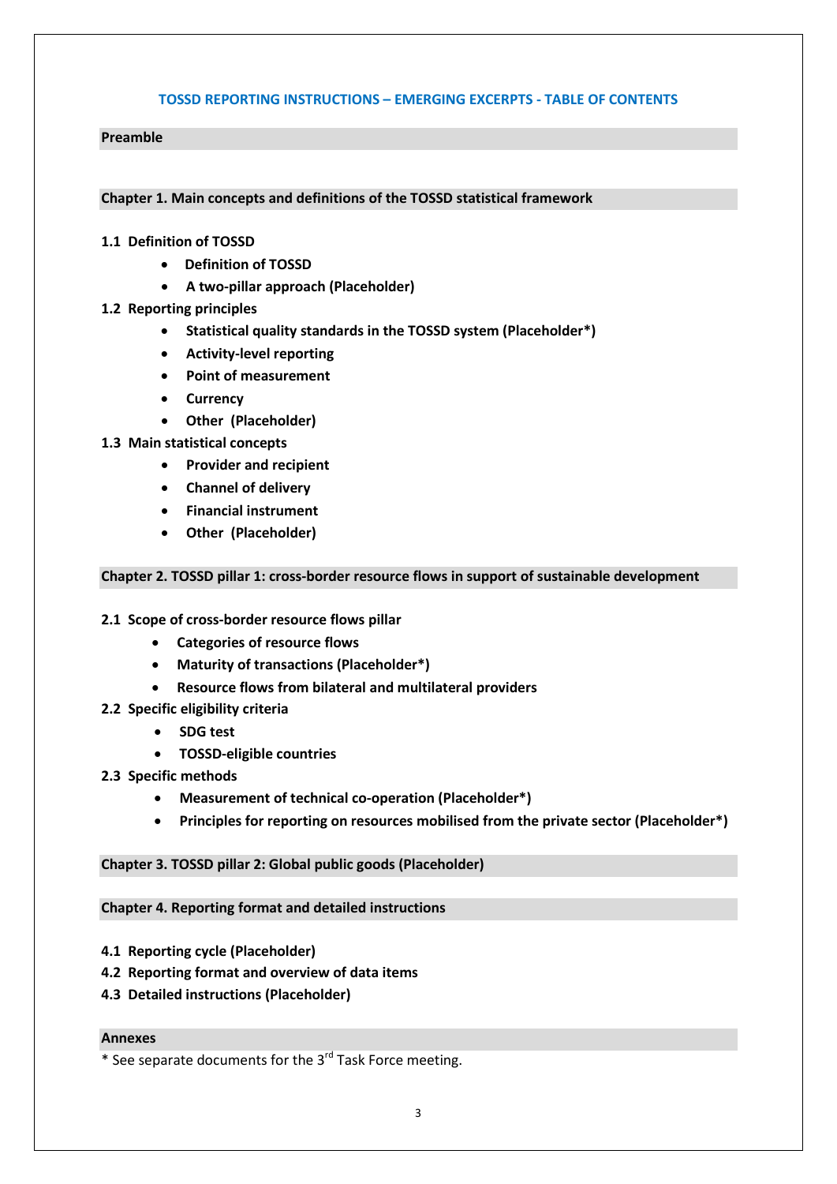# TOSSD REPORTING INSTRUCTIONS – EMERGING EXCERPTS - TABLE OF CONTENTS

## Preamble

## Chapter 1. Main concepts and definitions of the TOSSD statistical framework

### 1.1 Definition of TOSSD

- **Definition of TOSSD**
- **A two-pillar approach (Placeholder)**

### 1.2 Reporting principles

- **Statistical quality standards in the TOSSD system (Placeholder*)**
- **Activity-level reporting**
- **Point of measurement**
- **Currency**
- **Other (Placeholder)**

### 1.3 Main statistical concepts

- **Provider and recipient**
- **Channel of delivery**
- **Financial instrument**
- **Other (Placeholder)**

## Chapter 2. TOSSD pillar 1: cross-border resource flows in support of sustainable development

### 2.1 Scope of cross-border resource flows pillar

- **Categories of resource flows**
- **Maturity of transactions (Placeholder*)**
- **Resource flows from bilateral and multilateral providers**

### 2.2 Specific eligibility criteria

- **SDG test**
- **TOSSD-eligible countries**

### 2.3 Specific methods

- **Measurement of technical co-operation (Placeholder*)**
- **Principles for reporting on resources mobilised from the private sector (Placeholder*)**

## Chapter 3. TOSSD pillar 2: Global public goods (Placeholder)

## Chapter 4. Reporting format and detailed instructions

### 4.1 Reporting cycle (Placeholder)

### 4.2 Reporting format and overview of data items

### 4.3 Detailed instructions (Placeholder)

## Annexes

* See separate documents for the 3rd Task Force meeting.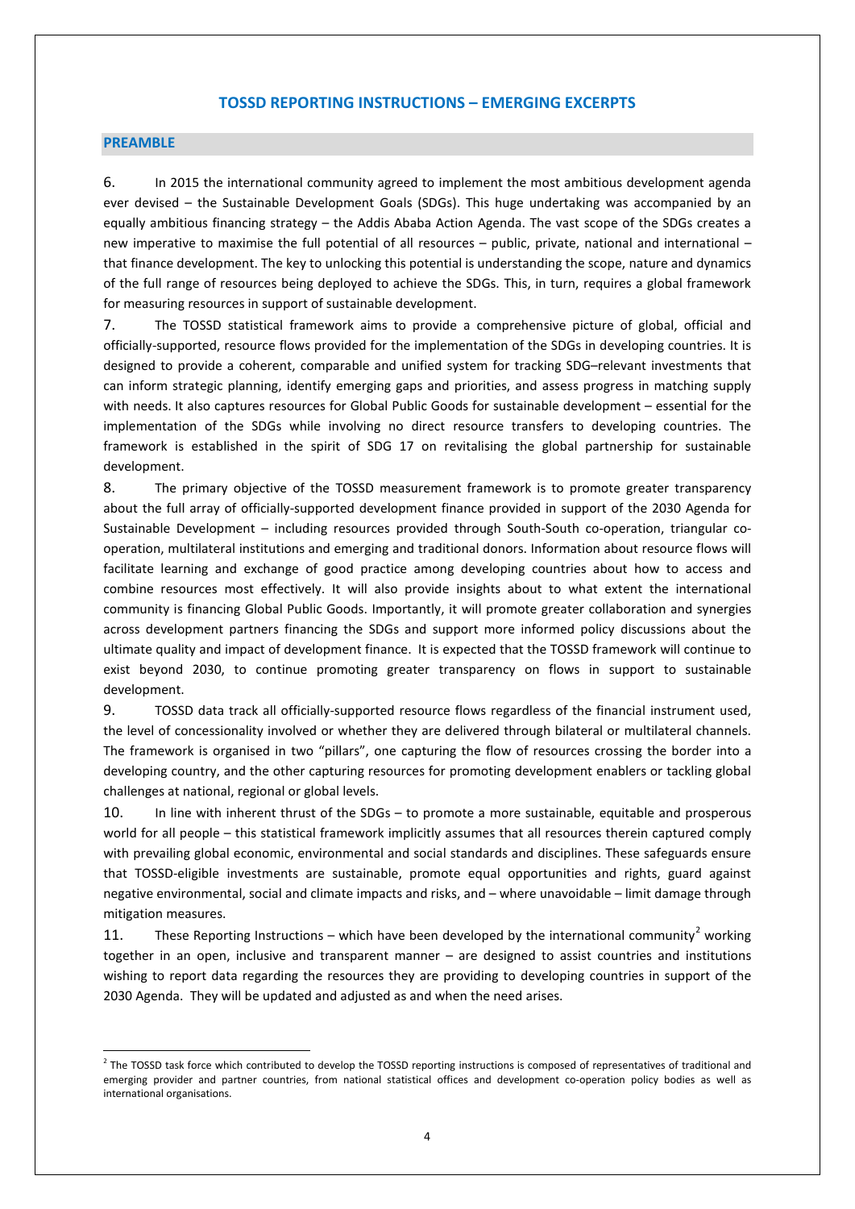## TOSSD REPORTING INSTRUCTIONS – EMERGING EXCERPTS

### PREAMBLE

6. In 2015 the international community agreed to implement the most ambitious development agenda ever devised – the Sustainable Development Goals (SDGs). This huge undertaking was accompanied by an equally ambitious financing strategy – the Addis Ababa Action Agenda. The vast scope of the SDGs creates a new imperative to maximise the full potential of all resources – public, private, national and international – that finance development. The key to unlocking this potential is understanding the scope, nature and dynamics of the full range of resources being deployed to achieve the SDGs. This, in turn, requires a global framework for measuring resources in support of sustainable development.

7. The TOSSD statistical framework aims to provide a comprehensive picture of global, official and officially-supported, resource flows provided for the implementation of the SDGs in developing countries. It is designed to provide a coherent, comparable and unified system for tracking SDG–relevant investments that can inform strategic planning, identify emerging gaps and priorities, and assess progress in matching supply with needs. It also captures resources for Global Public Goods for sustainable development – essential for the implementation of the SDGs while involving no direct resource transfers to developing countries. The framework is established in the spirit of SDG 17 on revitalising the global partnership for sustainable development.

8. The primary objective of the TOSSD measurement framework is to promote greater transparency about the full array of officially-supported development finance provided in support of the 2030 Agenda for Sustainable Development – including resources provided through South-South co-operation, triangular co-operation, multilateral institutions and emerging and traditional donors. Information about resource flows will facilitate learning and exchange of good practice among developing countries about how to access and combine resources most effectively. It will also provide insights about to what extent the international community is financing Global Public Goods. Importantly, it will promote greater collaboration and synergies across development partners financing the SDGs and support more informed policy discussions about the ultimate quality and impact of development finance. It is expected that the TOSSD framework will continue to exist beyond 2030, to continue promoting greater transparency on flows in support to sustainable development.

9. TOSSD data track all officially-supported resource flows regardless of the financial instrument used, the level of concessionality involved or whether they are delivered through bilateral or multilateral channels. The framework is organised in two "pillars", one capturing the flow of resources crossing the border into a developing country, and the other capturing resources for promoting development enablers or tackling global challenges at national, regional or global levels.

10. In line with inherent thrust of the SDGs – to promote a more sustainable, equitable and prosperous world for all people – this statistical framework implicitly assumes that all resources therein captured comply with prevailing global economic, environmental and social standards and disciplines. These safeguards ensure that TOSSD-eligible investments are sustainable, promote equal opportunities and rights, guard against negative environmental, social and climate impacts and risks, and – where unavoidable – limit damage through mitigation measures.

11. These Reporting Instructions – which have been developed by the international community[2] working together in an open, inclusive and transparent manner – are designed to assist countries and institutions wishing to report data regarding the resources they are providing to developing countries in support of the 2030 Agenda. They will be updated and adjusted as and when the need arises.

---

[2] The TOSSD task force which contributed to develop the TOSSD reporting instructions is composed of representatives of traditional and emerging provider and partner countries, from national statistical offices and development co-operation policy bodies as well as international organisations.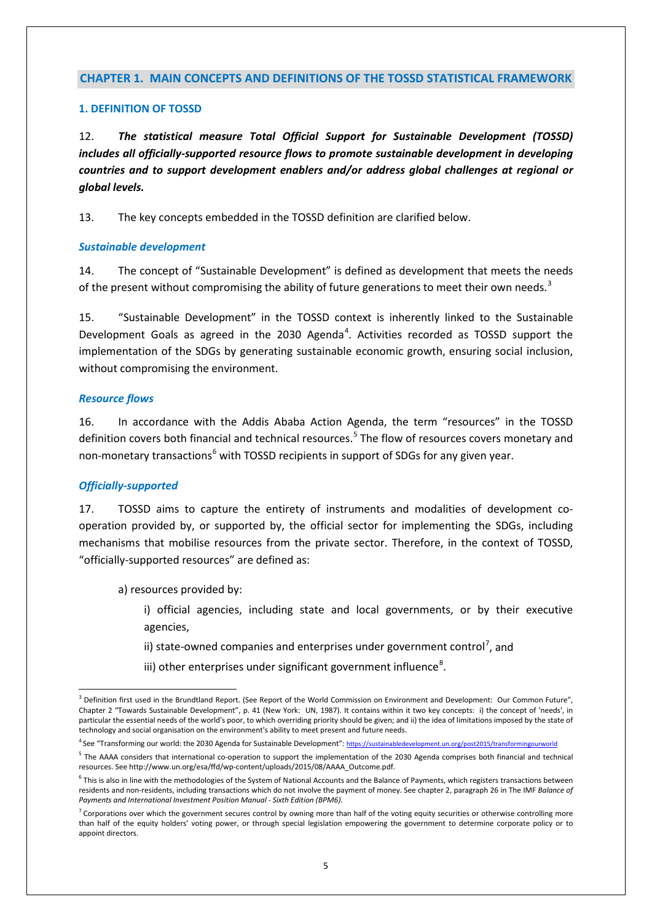## CHAPTER 1. MAIN CONCEPTS AND DEFINITIONS OF THE TOSSD STATISTICAL FRAMEWORK

### 1. DEFINITION OF TOSSD

12. ***The statistical measure Total Official Support for Sustainable Development (TOSSD) includes all officially-supported resource flows to promote sustainable development in developing countries and to support development enablers and/or address global challenges at regional or global levels.***

13. The key concepts embedded in the TOSSD definition are clarified below.

#### *Sustainable development*

14. The concept of "Sustainable Development" is defined as development that meets the needs of the present without compromising the ability of future generations to meet their own needs.[3]

15. "Sustainable Development" in the TOSSD context is inherently linked to the Sustainable Development Goals as agreed in the 2030 Agenda[4]. Activities recorded as TOSSD support the implementation of the SDGs by generating sustainable economic growth, ensuring social inclusion, without compromising the environment.

#### *Resource flows*

16. In accordance with the Addis Ababa Action Agenda, the term "resources" in the TOSSD definition covers both financial and technical resources.[5] The flow of resources covers monetary and non-monetary transactions[6] with TOSSD recipients in support of SDGs for any given year.

#### *Officially-supported*

17. TOSSD aims to capture the entirety of instruments and modalities of development co-operation provided by, or supported by, the official sector for implementing the SDGs, including mechanisms that mobilise resources from the private sector. Therefore, in the context of TOSSD, "officially-supported resources" are defined as:

a) resources provided by:

i) official agencies, including state and local governments, or by their executive agencies,

ii) state-owned companies and enterprises under government control[7], and

iii) other enterprises under significant government influence[8].

---

[3] Definition first used in the Brundtland Report. (See Report of the World Commission on Environment and Development: Our Common Future", Chapter 2 "Towards Sustainable Development", p. 41 (New York: UN, 1987). It contains within it two key concepts: i) the concept of 'needs', in particular the essential needs of the world's poor, to which overriding priority should be given; and ii) the idea of limitations imposed by the state of technology and social organisation on the environment's ability to meet present and future needs.

[4] See "Transforming our world: the 2030 Agenda for Sustainable Development": https://sustainabledevelopment.un.org/post2015/transformingourworld

[5] The AAAA considers that international co-operation to support the implementation of the 2030 Agenda comprises both financial and technical resources. See http://www.un.org/esa/ffd/wp-content/uploads/2015/08/AAAA_Outcome.pdf.

[6] This is also in line with the methodologies of the System of National Accounts and the Balance of Payments, which registers transactions between residents and non-residents, including transactions which do not involve the payment of money. See chapter 2, paragraph 26 in The IMF *Balance of Payments and International Investment Position Manual - Sixth Edition (BPM6).*

[7] Corporations over which the government secures control by owning more than half of the voting equity securities or otherwise controlling more than half of the equity holders' voting power, or through special legislation empowering the government to determine corporate policy or to appoint directors.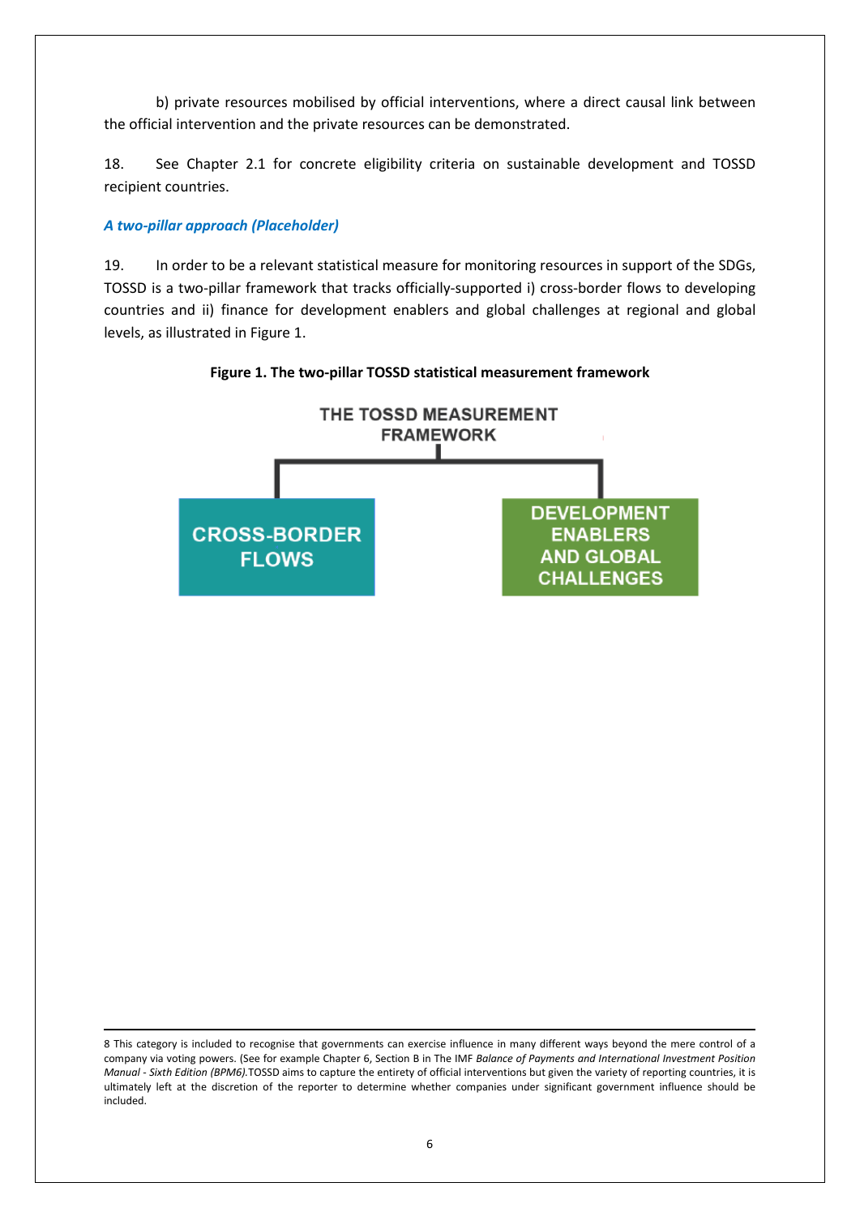b) private resources mobilised by official interventions, where a direct causal link between the official intervention and the private resources can be demonstrated.

18. See Chapter 2.1 for concrete eligibility criteria on sustainable development and TOSSD recipient countries.

### *A two-pillar approach (Placeholder)*

19. In order to be a relevant statistical measure for monitoring resources in support of the SDGs, TOSSD is a two-pillar framework that tracks officially-supported i) cross-border flows to developing countries and ii) finance for development enablers and global challenges at regional and global levels, as illustrated in Figure 1.

**Figure 1. The two-pillar TOSSD statistical measurement framework**

THE TOSSD MEASUREMENT FRAMEWORK

CROSS-BORDER FLOWS

DEVELOPMENT ENABLERS AND GLOBAL CHALLENGES

---

8 This category is included to recognise that governments can exercise influence in many different ways beyond the mere control of a company via voting powers. (See for example Chapter 6, Section B in The IMF *Balance of Payments and International Investment Position Manual - Sixth Edition (BPM6).*TOSSD aims to capture the entirety of official interventions but given the variety of reporting countries, it is ultimately left at the discretion of the reporter to determine whether companies under significant government influence should be included.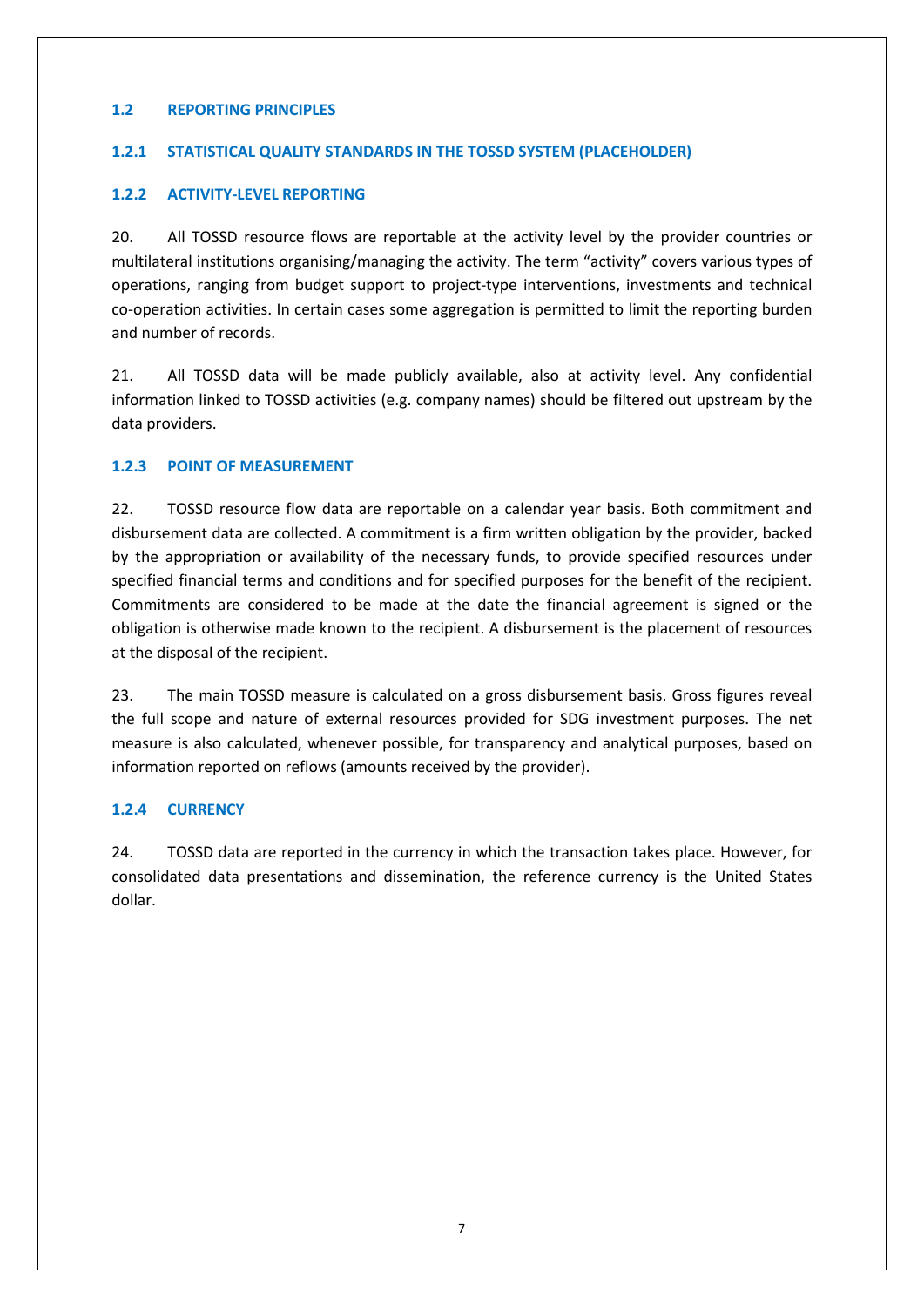## 1.2 REPORTING PRINCIPLES

### 1.2.1 STATISTICAL QUALITY STANDARDS IN THE TOSSD SYSTEM (PLACEHOLDER)

### 1.2.2 ACTIVITY-LEVEL REPORTING

20. All TOSSD resource flows are reportable at the activity level by the provider countries or multilateral institutions organising/managing the activity. The term "activity" covers various types of operations, ranging from budget support to project-type interventions, investments and technical co-operation activities. In certain cases some aggregation is permitted to limit the reporting burden and number of records.

21. All TOSSD data will be made publicly available, also at activity level. Any confidential information linked to TOSSD activities (e.g. company names) should be filtered out upstream by the data providers.

### 1.2.3 POINT OF MEASUREMENT

22. TOSSD resource flow data are reportable on a calendar year basis. Both commitment and disbursement data are collected. A commitment is a firm written obligation by the provider, backed by the appropriation or availability of the necessary funds, to provide specified resources under specified financial terms and conditions and for specified purposes for the benefit of the recipient. Commitments are considered to be made at the date the financial agreement is signed or the obligation is otherwise made known to the recipient. A disbursement is the placement of resources at the disposal of the recipient.

23. The main TOSSD measure is calculated on a gross disbursement basis. Gross figures reveal the full scope and nature of external resources provided for SDG investment purposes. The net measure is also calculated, whenever possible, for transparency and analytical purposes, based on information reported on reflows (amounts received by the provider).

### 1.2.4 CURRENCY

24. TOSSD data are reported in the currency in which the transaction takes place. However, for consolidated data presentations and dissemination, the reference currency is the United States dollar.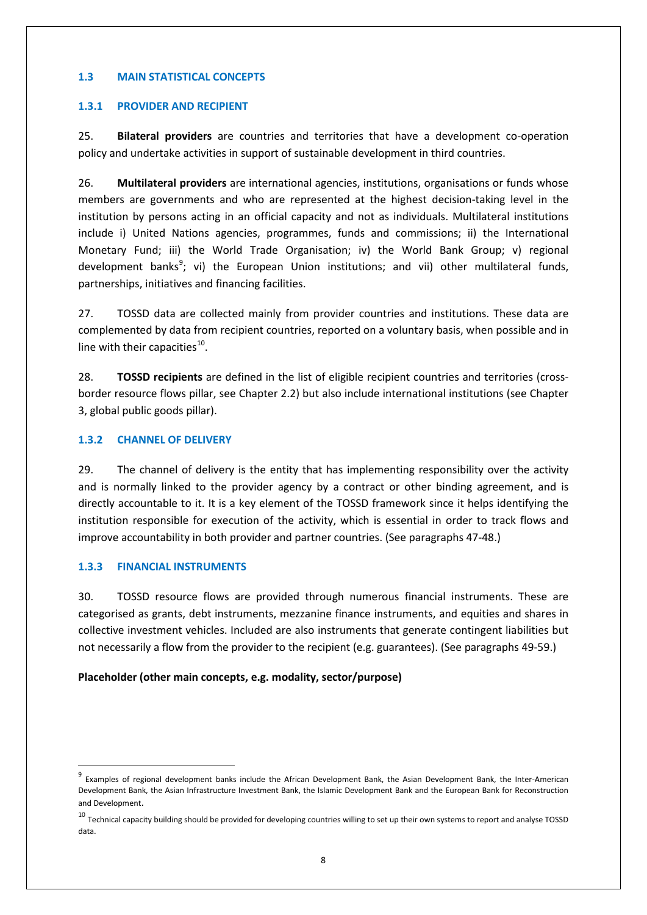### 1.3 MAIN STATISTICAL CONCEPTS

#### 1.3.1 PROVIDER AND RECIPIENT

25. **Bilateral providers** are countries and territories that have a development co-operation policy and undertake activities in support of sustainable development in third countries.

26. **Multilateral providers** are international agencies, institutions, organisations or funds whose members are governments and who are represented at the highest decision-taking level in the institution by persons acting in an official capacity and not as individuals. Multilateral institutions include i) United Nations agencies, programmes, funds and commissions; ii) the International Monetary Fund; iii) the World Trade Organisation; iv) the World Bank Group; v) regional development banks[9]; vi) the European Union institutions; and vii) other multilateral funds, partnerships, initiatives and financing facilities.

27. TOSSD data are collected mainly from provider countries and institutions. These data are complemented by data from recipient countries, reported on a voluntary basis, when possible and in line with their capacities[10].

28. **TOSSD recipients** are defined in the list of eligible recipient countries and territories (cross-border resource flows pillar, see Chapter 2.2) but also include international institutions (see Chapter 3, global public goods pillar).

#### 1.3.2 CHANNEL OF DELIVERY

29. The channel of delivery is the entity that has implementing responsibility over the activity and is normally linked to the provider agency by a contract or other binding agreement, and is directly accountable to it. It is a key element of the TOSSD framework since it helps identifying the institution responsible for execution of the activity, which is essential in order to track flows and improve accountability in both provider and partner countries. (See paragraphs 47-48.)

#### 1.3.3 FINANCIAL INSTRUMENTS

30. TOSSD resource flows are provided through numerous financial instruments. These are categorised as grants, debt instruments, mezzanine finance instruments, and equities and shares in collective investment vehicles. Included are also instruments that generate contingent liabilities but not necessarily a flow from the provider to the recipient (e.g. guarantees). (See paragraphs 49-59.)

**Placeholder (other main concepts, e.g. modality, sector/purpose)**

---

[9] Examples of regional development banks include the African Development Bank, the Asian Development Bank, the Inter-American Development Bank, the Asian Infrastructure Investment Bank, the Islamic Development Bank and the European Bank for Reconstruction and Development.

[10] Technical capacity building should be provided for developing countries willing to set up their own systems to report and analyse TOSSD data.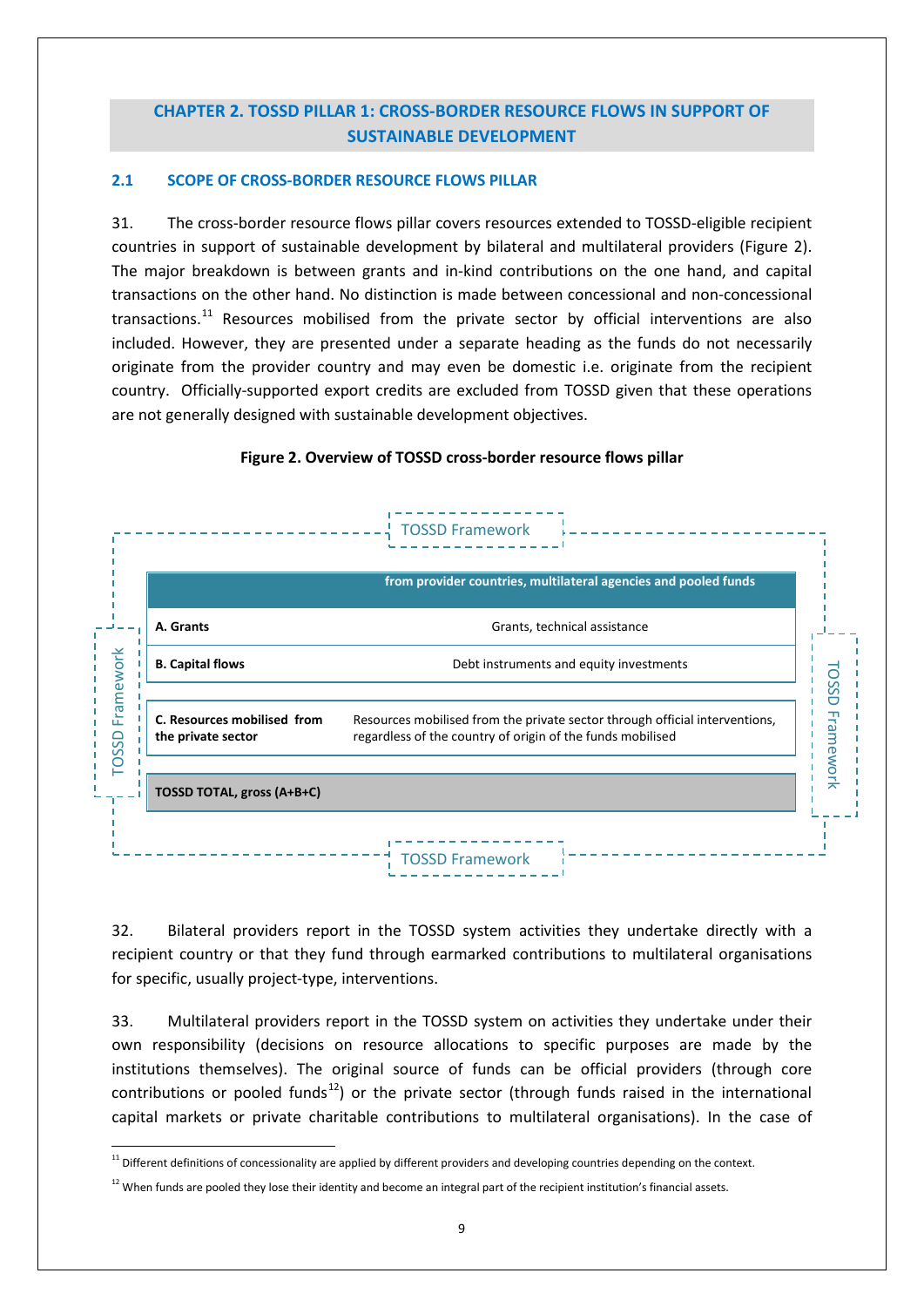## CHAPTER 2. TOSSD PILLAR 1: CROSS-BORDER RESOURCE FLOWS IN SUPPORT OF SUSTAINABLE DEVELOPMENT

### 2.1 SCOPE OF CROSS-BORDER RESOURCE FLOWS PILLAR

31. The cross-border resource flows pillar covers resources extended to TOSSD-eligible recipient countries in support of sustainable development by bilateral and multilateral providers (Figure 2). The major breakdown is between grants and in-kind contributions on the one hand, and capital transactions on the other hand. No distinction is made between concessional and non-concessional transactions.[11] Resources mobilised from the private sector by official interventions are also included. However, they are presented under a separate heading as the funds do not necessarily originate from the provider country and may even be domestic i.e. originate from the recipient country. Officially-supported export credits are excluded from TOSSD given that these operations are not generally designed with sustainable development objectives.

**Figure 2. Overview of TOSSD cross-border resource flows pillar**

TOSSD Framework

| | from provider countries, multilateral agencies and pooled funds |
|---|---|
| **A. Grants** | Grants, technical assistance |
| **B. Capital flows** | Debt instruments and equity investments |
| **C. Resources mobilised from the private sector** | Resources mobilised from the private sector through official interventions, regardless of the country of origin of the funds mobilised |
| **TOSSD TOTAL, gross (A+B+C)** | |

32. Bilateral providers report in the TOSSD system activities they undertake directly with a recipient country or that they fund through earmarked contributions to multilateral organisations for specific, usually project-type, interventions.

33. Multilateral providers report in the TOSSD system on activities they undertake under their own responsibility (decisions on resource allocations to specific purposes are made by the institutions themselves). The original source of funds can be official providers (through core contributions or pooled funds[12]) or the private sector (through funds raised in the international capital markets or private charitable contributions to multilateral organisations). In the case of

[11] Different definitions of concessionality are applied by different providers and developing countries depending on the context.

[12] When funds are pooled they lose their identity and become an integral part of the recipient institution's financial assets.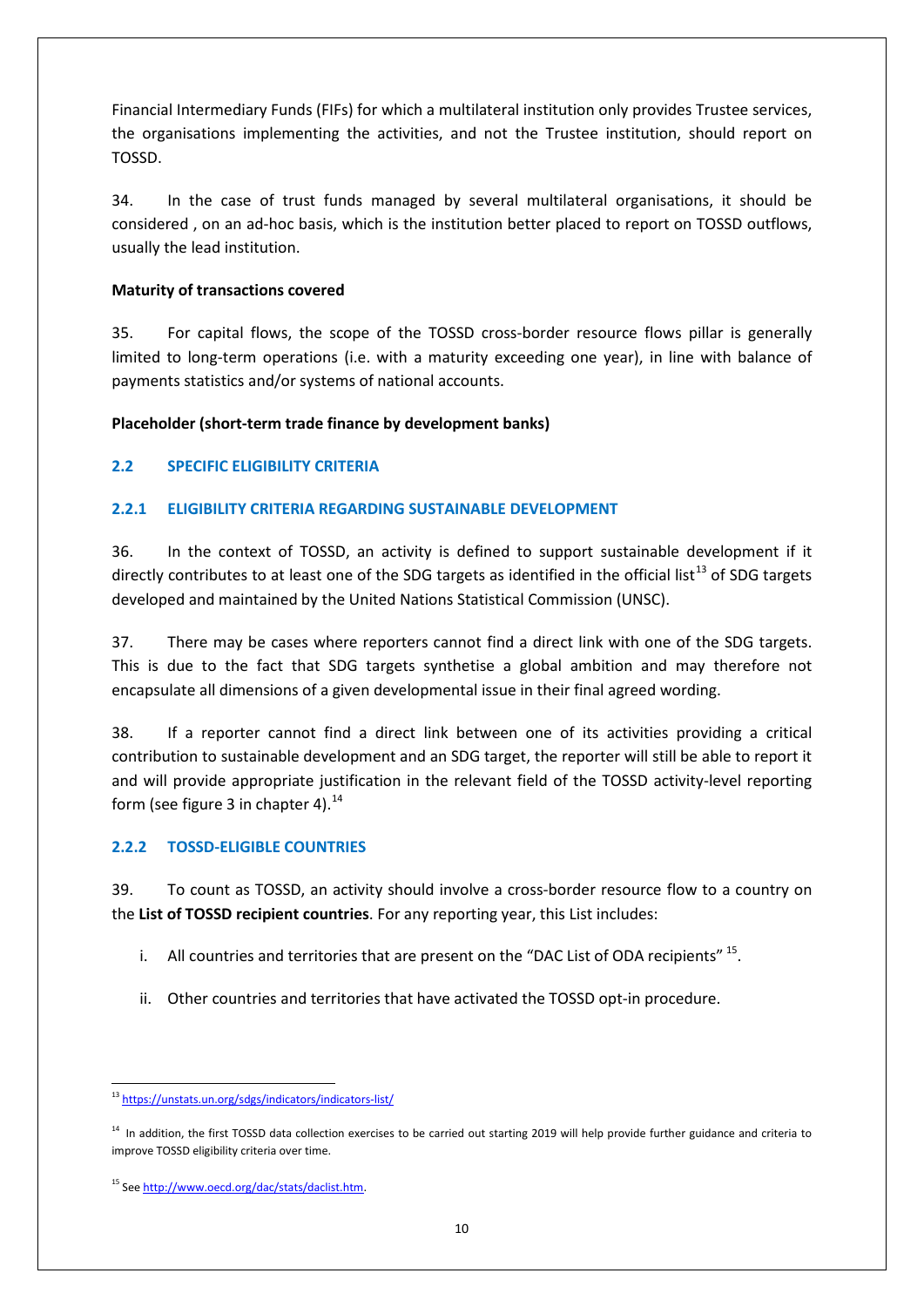Financial Intermediary Funds (FIFs) for which a multilateral institution only provides Trustee services, the organisations implementing the activities, and not the Trustee institution, should report on TOSSD.

34. In the case of trust funds managed by several multilateral organisations, it should be considered , on an ad-hoc basis, which is the institution better placed to report on TOSSD outflows, usually the lead institution.

**Maturity of transactions covered**

35. For capital flows, the scope of the TOSSD cross-border resource flows pillar is generally limited to long-term operations (i.e. with a maturity exceeding one year), in line with balance of payments statistics and/or systems of national accounts.

**Placeholder (short-term trade finance by development banks)**

## 2.2 SPECIFIC ELIGIBILITY CRITERIA

### 2.2.1 ELIGIBILITY CRITERIA REGARDING SUSTAINABLE DEVELOPMENT

36. In the context of TOSSD, an activity is defined to support sustainable development if it directly contributes to at least one of the SDG targets as identified in the official list[13] of SDG targets developed and maintained by the United Nations Statistical Commission (UNSC).

37. There may be cases where reporters cannot find a direct link with one of the SDG targets. This is due to the fact that SDG targets synthetise a global ambition and may therefore not encapsulate all dimensions of a given developmental issue in their final agreed wording.

38. If a reporter cannot find a direct link between one of its activities providing a critical contribution to sustainable development and an SDG target, the reporter will still be able to report it and will provide appropriate justification in the relevant field of the TOSSD activity-level reporting form (see figure 3 in chapter 4).[14]

### 2.2.2 TOSSD-ELIGIBLE COUNTRIES

39. To count as TOSSD, an activity should involve a cross-border resource flow to a country on the **List of TOSSD recipient countries**. For any reporting year, this List includes:

i. All countries and territories that are present on the "DAC List of ODA recipients" [15].

ii. Other countries and territories that have activated the TOSSD opt-in procedure.

---

[13] https://unstats.un.org/sdgs/indicators/indicators-list/

[14] In addition, the first TOSSD data collection exercises to be carried out starting 2019 will help provide further guidance and criteria to improve TOSSD eligibility criteria over time.

[15] See http://www.oecd.org/dac/stats/daclist.htm.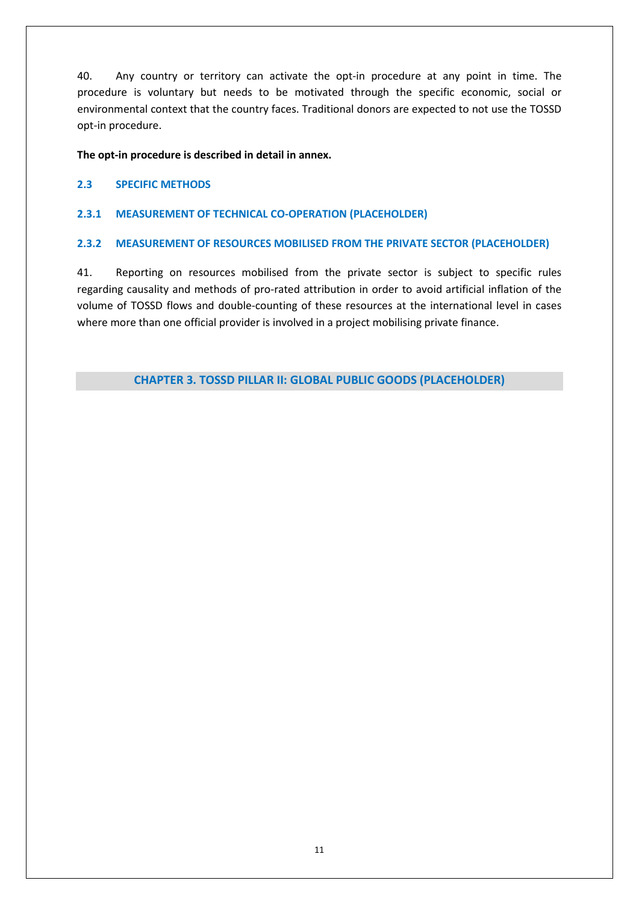40. Any country or territory can activate the opt-in procedure at any point in time. The procedure is voluntary but needs to be motivated through the specific economic, social or environmental context that the country faces. Traditional donors are expected to not use the TOSSD opt-in procedure.

**The opt-in procedure is described in detail in annex.**

## 2.3 SPECIFIC METHODS

### 2.3.1 MEASUREMENT OF TECHNICAL CO-OPERATION (PLACEHOLDER)

### 2.3.2 MEASUREMENT OF RESOURCES MOBILISED FROM THE PRIVATE SECTOR (PLACEHOLDER)

41. Reporting on resources mobilised from the private sector is subject to specific rules regarding causality and methods of pro-rated attribution in order to avoid artificial inflation of the volume of TOSSD flows and double-counting of these resources at the international level in cases where more than one official provider is involved in a project mobilising private finance.

# CHAPTER 3. TOSSD PILLAR II: GLOBAL PUBLIC GOODS (PLACEHOLDER)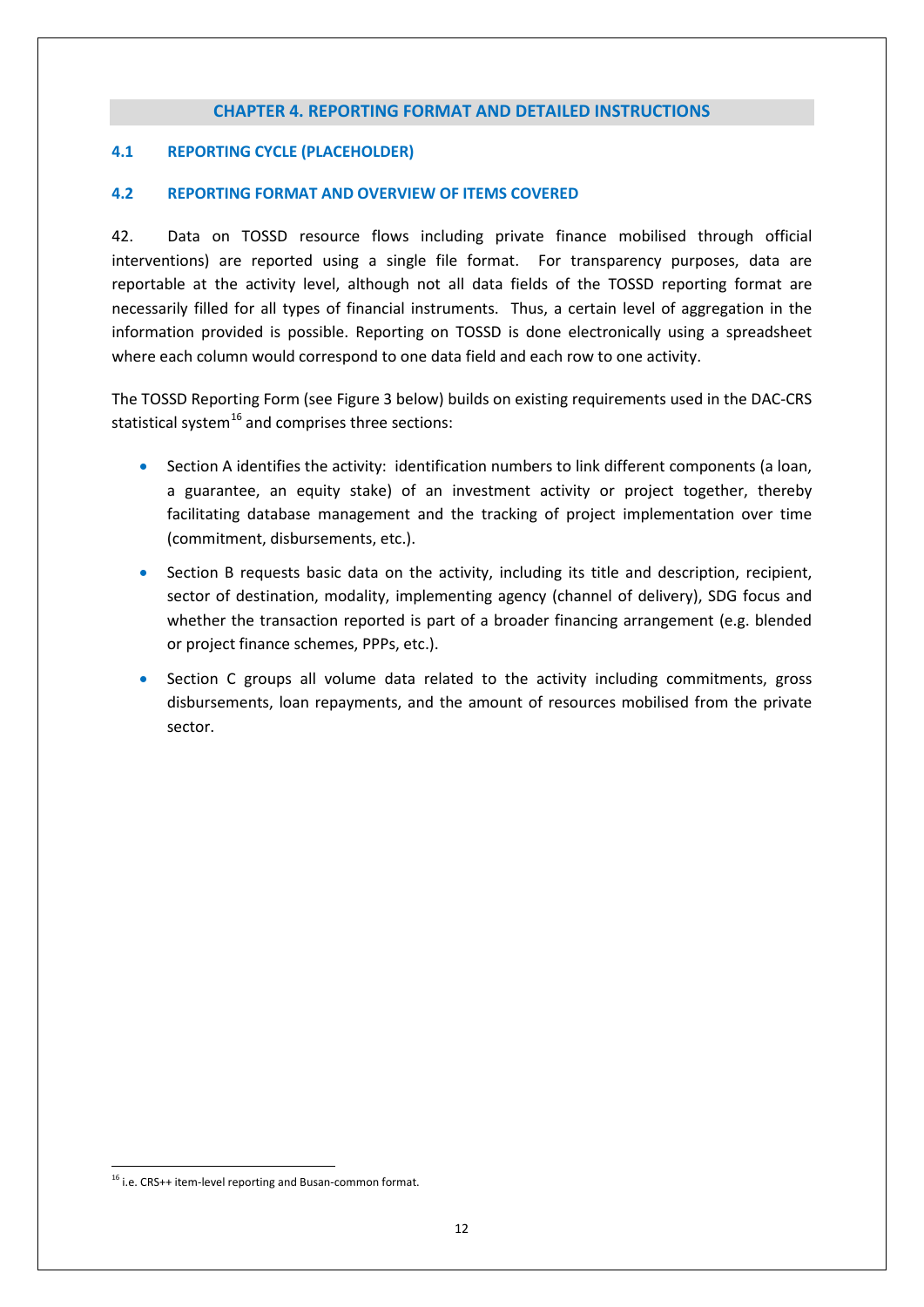## CHAPTER 4. REPORTING FORMAT AND DETAILED INSTRUCTIONS

### 4.1 REPORTING CYCLE (PLACEHOLDER)

### 4.2 REPORTING FORMAT AND OVERVIEW OF ITEMS COVERED

42. Data on TOSSD resource flows including private finance mobilised through official interventions) are reported using a single file format. For transparency purposes, data are reportable at the activity level, although not all data fields of the TOSSD reporting format are necessarily filled for all types of financial instruments. Thus, a certain level of aggregation in the information provided is possible. Reporting on TOSSD is done electronically using a spreadsheet where each column would correspond to one data field and each row to one activity.

The TOSSD Reporting Form (see Figure 3 below) builds on existing requirements used in the DAC-CRS statistical system[16] and comprises three sections:

- Section A identifies the activity: identification numbers to link different components (a loan, a guarantee, an equity stake) of an investment activity or project together, thereby facilitating database management and the tracking of project implementation over time (commitment, disbursements, etc.).
- Section B requests basic data on the activity, including its title and description, recipient, sector of destination, modality, implementing agency (channel of delivery), SDG focus and whether the transaction reported is part of a broader financing arrangement (e.g. blended or project finance schemes, PPPs, etc.).
- Section C groups all volume data related to the activity including commitments, gross disbursements, loan repayments, and the amount of resources mobilised from the private sector.

[16] i.e. CRS++ item-level reporting and Busan-common format.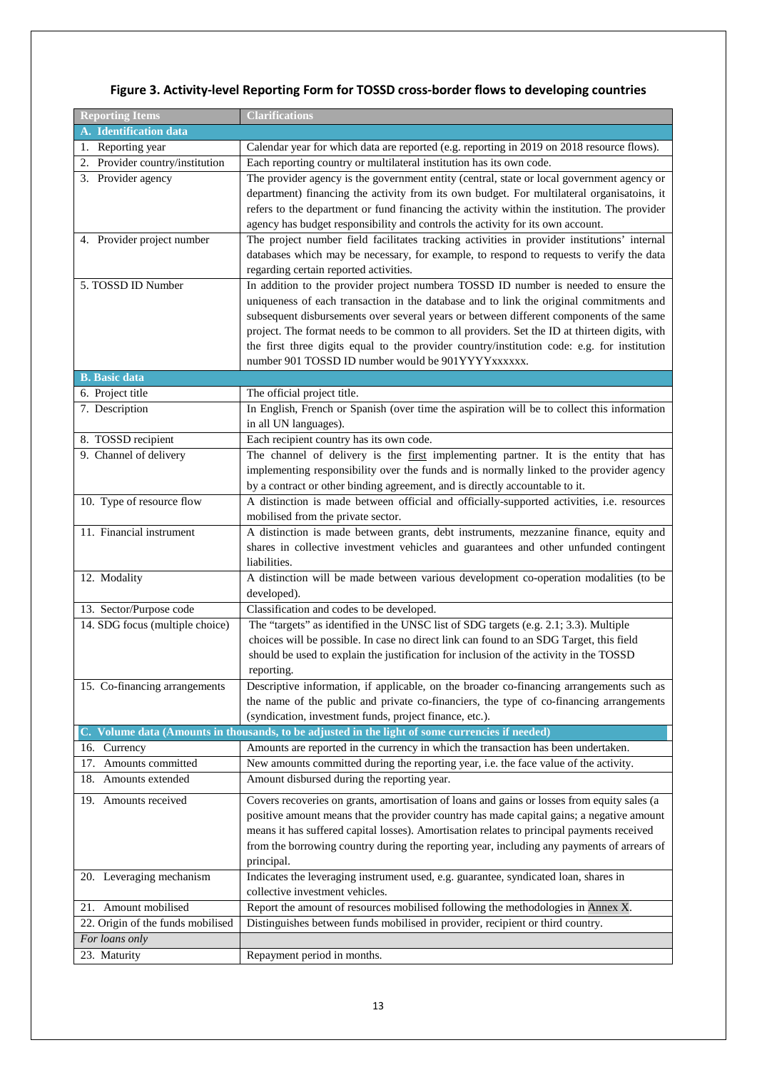## Figure 3. Activity-level Reporting Form for TOSSD cross-border flows to developing countries

| Reporting Items | Clarifications |
|---|---|
| **A. Identification data** | |
| 1. Reporting year | Calendar year for which data are reported (e.g. reporting in 2019 on 2018 resource flows). |
| 2. Provider country/institution | Each reporting country or multilateral institution has its own code. |
| 3. Provider agency | The provider agency is the government entity (central, state or local government agency or department) financing the activity from its own budget. For multilateral organisatoins, it refers to the department or fund financing the activity within the institution. The provider agency has budget responsibility and controls the activity for its own account. |
| 4. Provider project number | The project number field facilitates tracking activities in provider institutions' internal databases which may be necessary, for example, to respond to requests to verify the data regarding certain reported activities. |
| 5. TOSSD ID Number | In addition to the provider project numbera TOSSD ID number is needed to ensure the uniqueness of each transaction in the database and to link the original commitments and subsequent disbursements over several years or between different components of the same project. The format needs to be common to all providers. Set the ID at thirteen digits, with the first three digits equal to the provider country/institution code: e.g. for institution number 901 TOSSD ID number would be 901YYYYxxxxxx. |
| **B. Basic data** | |
| 6. Project title | The official project title. |
| 7. Description | In English, French or Spanish (over time the aspiration will be to collect this information in all UN languages). |
| 8. TOSSD recipient | Each recipient country has its own code. |
| 9. Channel of delivery | The channel of delivery is the first implementing partner. It is the entity that has implementing responsibility over the funds and is normally linked to the provider agency by a contract or other binding agreement, and is directly accountable to it. |
| 10. Type of resource flow | A distinction is made between official and officially-supported activities, i.e. resources mobilised from the private sector. |
| 11. Financial instrument | A distinction is made between grants, debt instruments, mezzanine finance, equity and shares in collective investment vehicles and guarantees and other unfunded contingent liabilities. |
| 12. Modality | A distinction will be made between various development co-operation modalities (to be developed). |
| 13. Sector/Purpose code | Classification and codes to be developed. |
| 14. SDG focus (multiple choice) | The "targets" as identified in the UNSC list of SDG targets (e.g. 2.1; 3.3). Multiple choices will be possible. In case no direct link can found to an SDG Target, this field should be used to explain the justification for inclusion of the activity in the TOSSD reporting. |
| 15. Co-financing arrangements | Descriptive information, if applicable, on the broader co-financing arrangements such as the name of the public and private co-financiers, the type of co-financing arrangements (syndication, investment funds, project finance, etc.). |
| **C. Volume data (Amounts in thousands, to be adjusted in the light of some currencies if needed)** | |
| 16. Currency | Amounts are reported in the currency in which the transaction has been undertaken. |
| 17. Amounts committed | New amounts committed during the reporting year, i.e. the face value of the activity. |
| 18. Amounts extended | Amount disbursed during the reporting year. |
| 19. Amounts received | Covers recoveries on grants, amortisation of loans and gains or losses from equity sales (a positive amount means that the provider country has made capital gains; a negative amount means it has suffered capital losses). Amortisation relates to principal payments received from the borrowing country during the reporting year, including any payments of arrears of principal. |
| 20. Leveraging mechanism | Indicates the leveraging instrument used, e.g. guarantee, syndicated loan, shares in collective investment vehicles. |
| 21. Amount mobilised | Report the amount of resources mobilised following the methodologies in Annex X. |
| 22. Origin of the funds mobilised | Distinguishes between funds mobilised in provider, recipient or third country. |
| *For loans only* | |
| 23. Maturity | Repayment period in months. |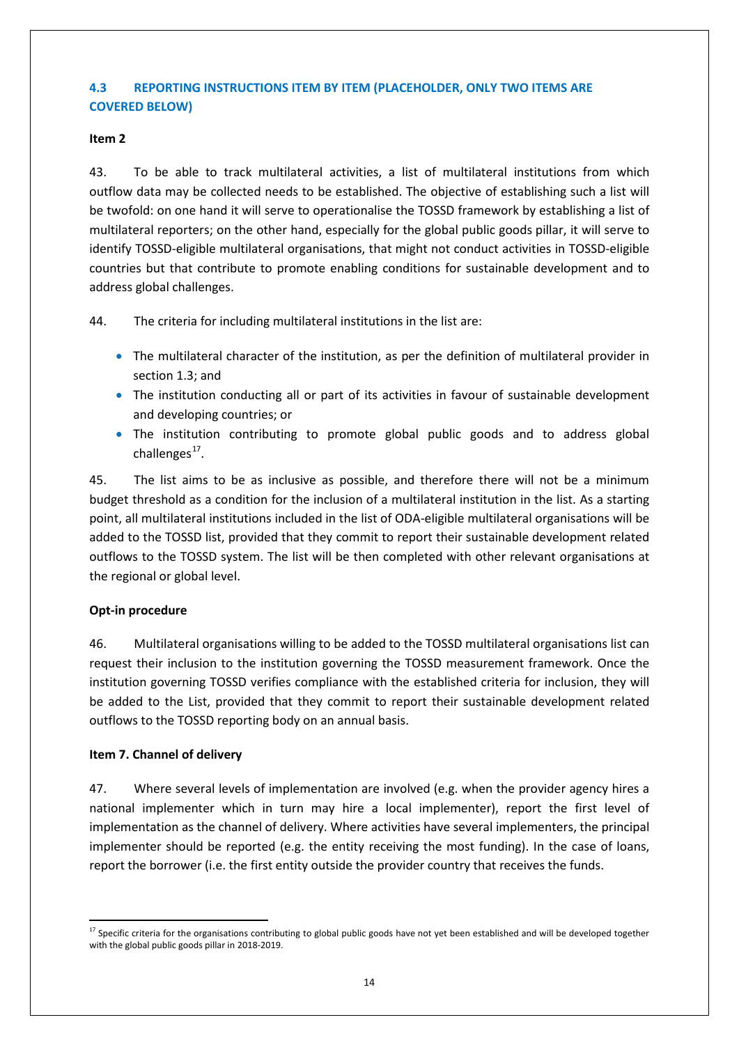### 4.3 REPORTING INSTRUCTIONS ITEM BY ITEM (PLACEHOLDER, ONLY TWO ITEMS ARE COVERED BELOW)

**Item 2**

43. To be able to track multilateral activities, a list of multilateral institutions from which outflow data may be collected needs to be established. The objective of establishing such a list will be twofold: on one hand it will serve to operationalise the TOSSD framework by establishing a list of multilateral reporters; on the other hand, especially for the global public goods pillar, it will serve to identify TOSSD-eligible multilateral organisations, that might not conduct activities in TOSSD-eligible countries but that contribute to promote enabling conditions for sustainable development and to address global challenges.

44. The criteria for including multilateral institutions in the list are:

- The multilateral character of the institution, as per the definition of multilateral provider in section 1.3; and
- The institution conducting all or part of its activities in favour of sustainable development and developing countries; or
- The institution contributing to promote global public goods and to address global challenges[17].

45. The list aims to be as inclusive as possible, and therefore there will not be a minimum budget threshold as a condition for the inclusion of a multilateral institution in the list. As a starting point, all multilateral institutions included in the list of ODA-eligible multilateral organisations will be added to the TOSSD list, provided that they commit to report their sustainable development related outflows to the TOSSD system. The list will be then completed with other relevant organisations at the regional or global level.

**Opt-in procedure**

46. Multilateral organisations willing to be added to the TOSSD multilateral organisations list can request their inclusion to the institution governing the TOSSD measurement framework. Once the institution governing TOSSD verifies compliance with the established criteria for inclusion, they will be added to the List, provided that they commit to report their sustainable development related outflows to the TOSSD reporting body on an annual basis.

**Item 7. Channel of delivery**

47. Where several levels of implementation are involved (e.g. when the provider agency hires a national implementer which in turn may hire a local implementer), report the first level of implementation as the channel of delivery. Where activities have several implementers, the principal implementer should be reported (e.g. the entity receiving the most funding). In the case of loans, report the borrower (i.e. the first entity outside the provider country that receives the funds.

[17] Specific criteria for the organisations contributing to global public goods have not yet been established and will be developed together with the global public goods pillar in 2018-2019.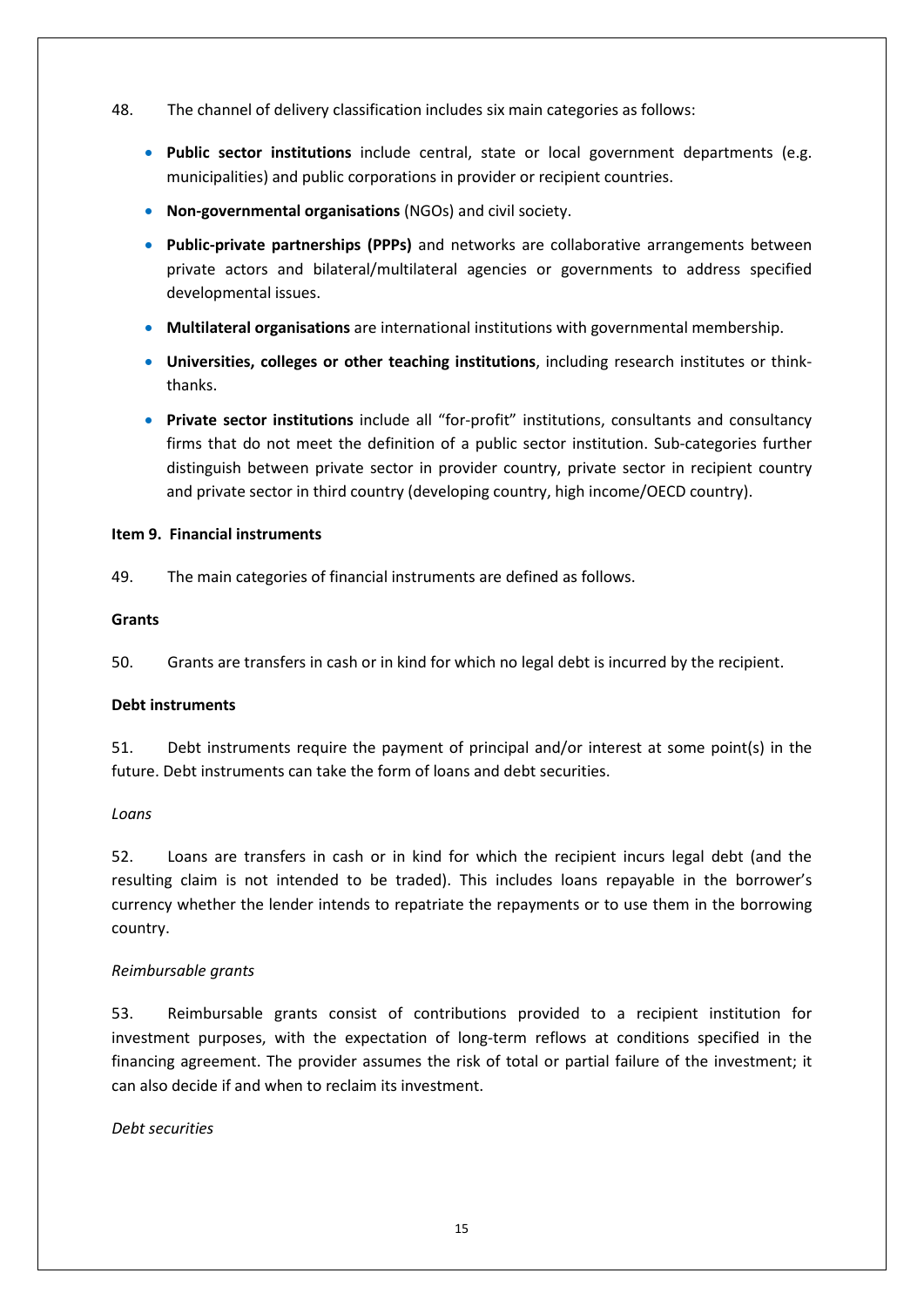48. The channel of delivery classification includes six main categories as follows:

- **Public sector institutions** include central, state or local government departments (e.g. municipalities) and public corporations in provider or recipient countries.
- **Non-governmental organisations** (NGOs) and civil society.
- **Public-private partnerships (PPPs)** and networks are collaborative arrangements between private actors and bilateral/multilateral agencies or governments to address specified developmental issues.
- **Multilateral organisations** are international institutions with governmental membership.
- **Universities, colleges or other teaching institutions**, including research institutes or think-thanks.
- **Private sector institutions** include all "for-profit" institutions, consultants and consultancy firms that do not meet the definition of a public sector institution. Sub-categories further distinguish between private sector in provider country, private sector in recipient country and private sector in third country (developing country, high income/OECD country).

**Item 9. Financial instruments**

49. The main categories of financial instruments are defined as follows.

**Grants**

50. Grants are transfers in cash or in kind for which no legal debt is incurred by the recipient.

**Debt instruments**

51. Debt instruments require the payment of principal and/or interest at some point(s) in the future. Debt instruments can take the form of loans and debt securities.

*Loans*

52. Loans are transfers in cash or in kind for which the recipient incurs legal debt (and the resulting claim is not intended to be traded). This includes loans repayable in the borrower's currency whether the lender intends to repatriate the repayments or to use them in the borrowing country.

*Reimbursable grants*

53. Reimbursable grants consist of contributions provided to a recipient institution for investment purposes, with the expectation of long-term reflows at conditions specified in the financing agreement. The provider assumes the risk of total or partial failure of the investment; it can also decide if and when to reclaim its investment.

*Debt securities*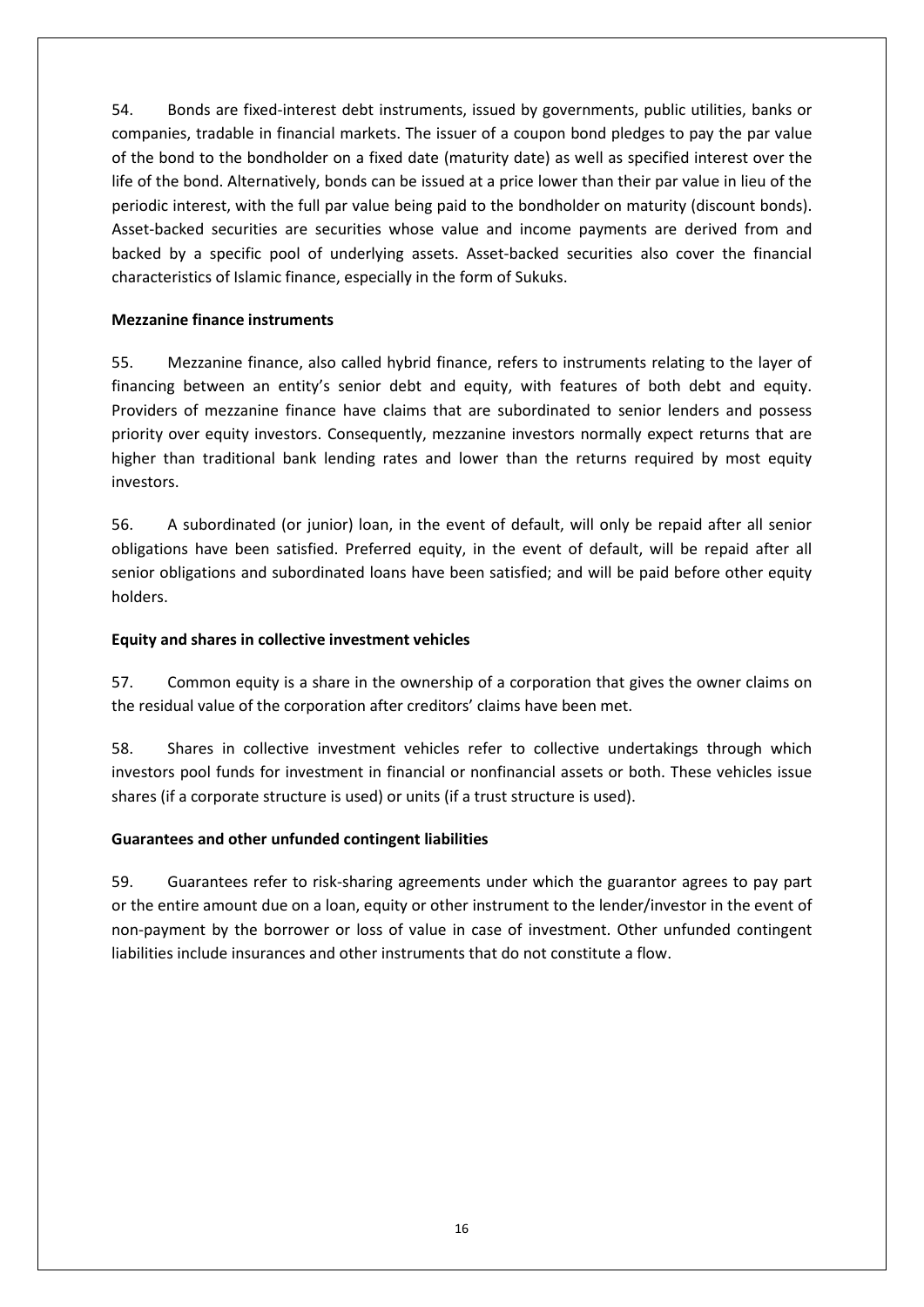54. Bonds are fixed-interest debt instruments, issued by governments, public utilities, banks or companies, tradable in financial markets. The issuer of a coupon bond pledges to pay the par value of the bond to the bondholder on a fixed date (maturity date) as well as specified interest over the life of the bond. Alternatively, bonds can be issued at a price lower than their par value in lieu of the periodic interest, with the full par value being paid to the bondholder on maturity (discount bonds). Asset-backed securities are securities whose value and income payments are derived from and backed by a specific pool of underlying assets. Asset-backed securities also cover the financial characteristics of Islamic finance, especially in the form of Sukuks.

**Mezzanine finance instruments**

55. Mezzanine finance, also called hybrid finance, refers to instruments relating to the layer of financing between an entity's senior debt and equity, with features of both debt and equity. Providers of mezzanine finance have claims that are subordinated to senior lenders and possess priority over equity investors. Consequently, mezzanine investors normally expect returns that are higher than traditional bank lending rates and lower than the returns required by most equity investors.

56. A subordinated (or junior) loan, in the event of default, will only be repaid after all senior obligations have been satisfied. Preferred equity, in the event of default, will be repaid after all senior obligations and subordinated loans have been satisfied; and will be paid before other equity holders.

**Equity and shares in collective investment vehicles**

57. Common equity is a share in the ownership of a corporation that gives the owner claims on the residual value of the corporation after creditors' claims have been met.

58. Shares in collective investment vehicles refer to collective undertakings through which investors pool funds for investment in financial or nonfinancial assets or both. These vehicles issue shares (if a corporate structure is used) or units (if a trust structure is used).

**Guarantees and other unfunded contingent liabilities**

59. Guarantees refer to risk-sharing agreements under which the guarantor agrees to pay part or the entire amount due on a loan, equity or other instrument to the lender/investor in the event of non-payment by the borrower or loss of value in case of investment. Other unfunded contingent liabilities include insurances and other instruments that do not constitute a flow.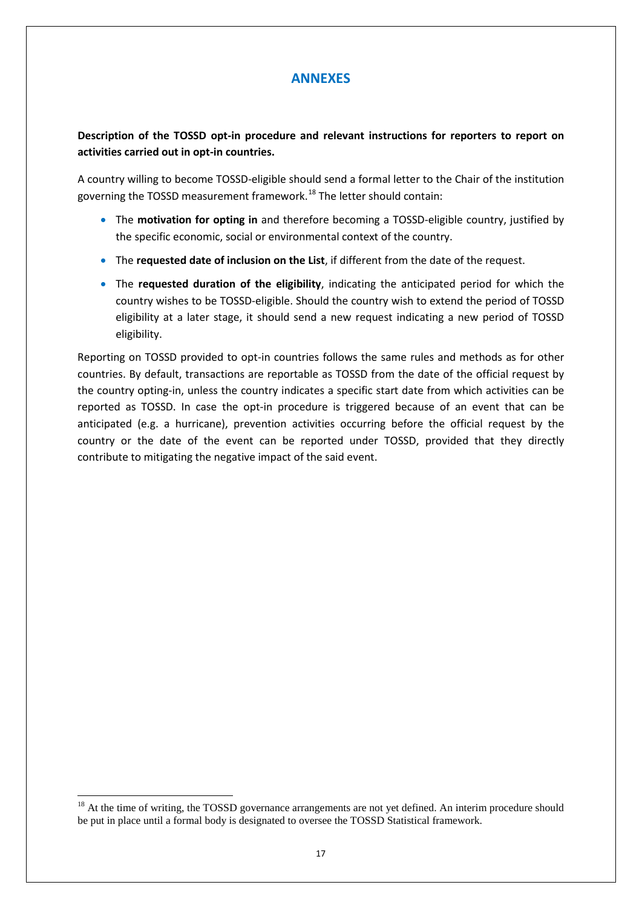# ANNEXES

**Description of the TOSSD opt-in procedure and relevant instructions for reporters to report on activities carried out in opt-in countries.**

A country willing to become TOSSD-eligible should send a formal letter to the Chair of the institution governing the TOSSD measurement framework.[18] The letter should contain:

- The **motivation for opting in** and therefore becoming a TOSSD-eligible country, justified by the specific economic, social or environmental context of the country.
- The **requested date of inclusion on the List**, if different from the date of the request.
- The **requested duration of the eligibility**, indicating the anticipated period for which the country wishes to be TOSSD-eligible. Should the country wish to extend the period of TOSSD eligibility at a later stage, it should send a new request indicating a new period of TOSSD eligibility.

Reporting on TOSSD provided to opt-in countries follows the same rules and methods as for other countries. By default, transactions are reportable as TOSSD from the date of the official request by the country opting-in, unless the country indicates a specific start date from which activities can be reported as TOSSD. In case the opt-in procedure is triggered because of an event that can be anticipated (e.g. a hurricane), prevention activities occurring before the official request by the country or the date of the event can be reported under TOSSD, provided that they directly contribute to mitigating the negative impact of the said event.

[18] At the time of writing, the TOSSD governance arrangements are not yet defined. An interim procedure should be put in place until a formal body is designated to oversee the TOSSD Statistical framework.